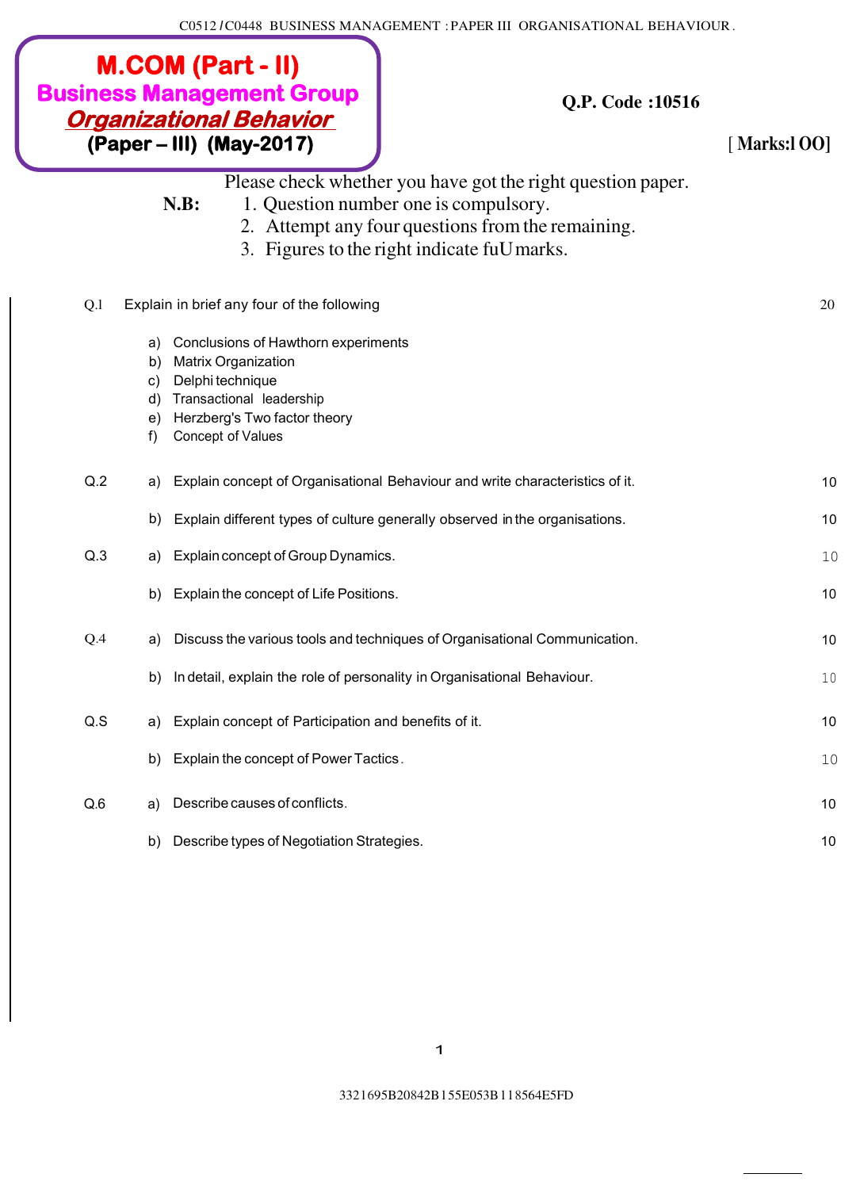C0512 / C0448 BUSINESS MANAGEMENT : PAPER III ORGANISATIONAL BEHAVIOUR.

# M.COM (Part - II)
## Business Management Group
### *Organizational Behavior*
**(Paper – III) (May-2017)**

**Q.P. Code :10516**

**[ Marks:l OO]**

Please check whether you have got the right question paper.

**N.B:**
1. Question number one is compulsory.
2. Attempt any four questions from the remaining.
3. Figures to the right indicate fuU marks.

| | | | Marks |
|---|---|---|---|
| Q.1 | | Explain in brief any four of the following | 20 |
| | a) | Conclusions of Hawthorn experiments | |
| | b) | Matrix Organization | |
| | c) | Delphi technique | |
| | d) | Transactional leadership | |
| | e) | Herzberg's Two factor theory | |
| | f) | Concept of Values | |
| Q.2 | a) | Explain concept of Organisational Behaviour and write characteristics of it. | 10 |
| | b) | Explain different types of culture generally observed in the organisations. | 10 |
| Q.3 | a) | Explain concept of Group Dynamics. | 10 |
| | b) | Explain the concept of Life Positions. | 10 |
| Q.4 | a) | Discuss the various tools and techniques of Organisational Communication. | 10 |
| | b) | In detail, explain the role of personality in Organisational Behaviour. | 10 |
| Q.S | a) | Explain concept of Participation and benefits of it. | 10 |
| | b) | Explain the concept of Power Tactics. | 10 |
| Q.6 | a) | Describe causes of conflicts. | 10 |
| | b) | Describe types of Negotiation Strategies. | 10 |

3321695B20842B155E053B118564E5FD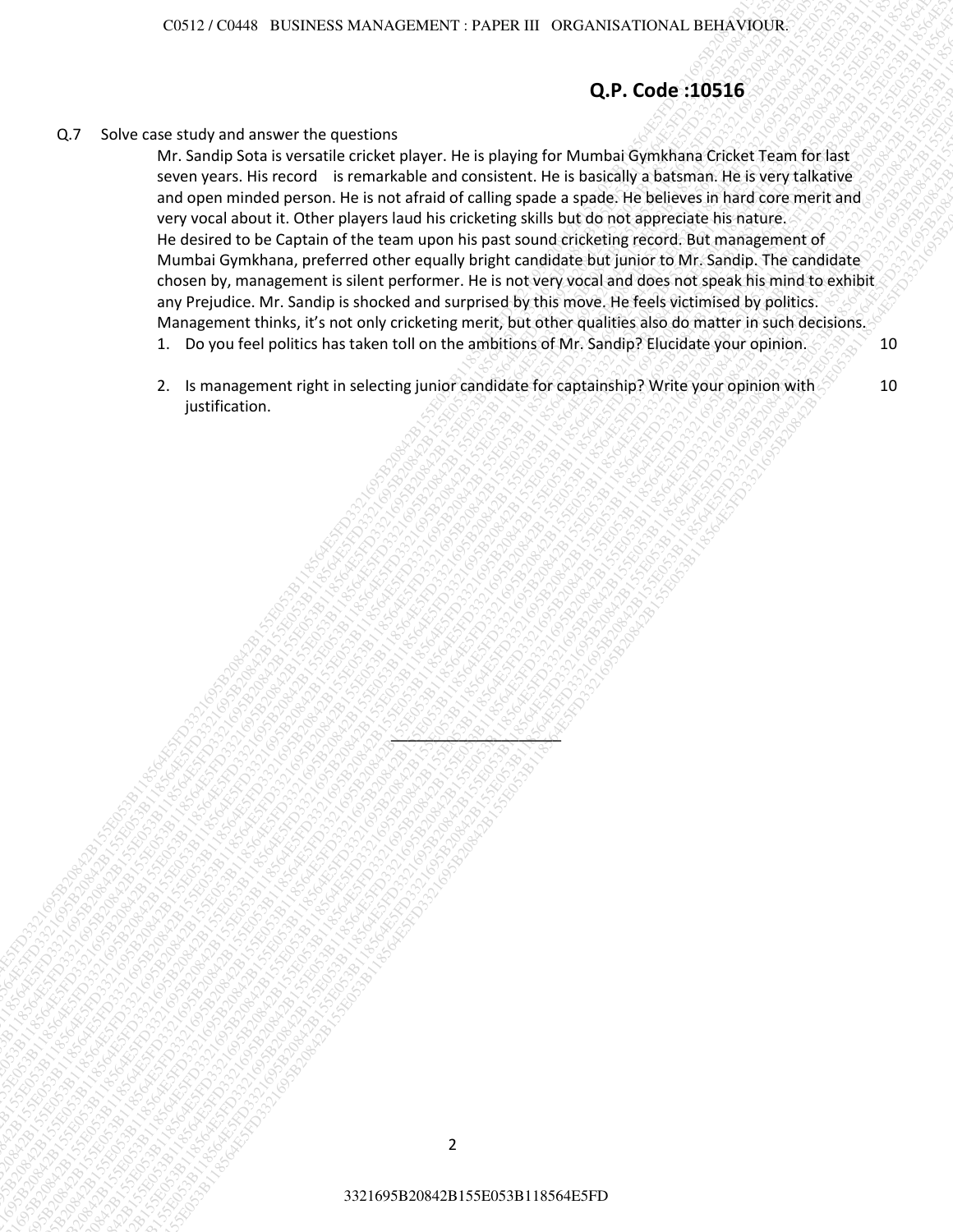**Q.P. Code :10516**

Q.7 Solve case study and answer the questions

Mr. Sandip Sota is versatile cricket player. He is playing for Mumbai Gymkhana Cricket Team for last seven years. His record is remarkable and consistent. He is basically a batsman. He is very talkative and open minded person. He is not afraid of calling spade a spade. He believes in hard core merit and very vocal about it. Other players laud his cricketing skills but do not appreciate his nature.
He desired to be Captain of the team upon his past sound cricketing record. But management of Mumbai Gymkhana, preferred other equally bright candidate but junior to Mr. Sandip. The candidate chosen by, management is silent performer. He is not very vocal and does not speak his mind to exhibit any Prejudice. Mr. Sandip is shocked and surprised by this move. He feels victimised by politics. Management thinks, it's not only cricketing merit, but other qualities also do matter in such decisions.

1. Do you feel politics has taken toll on the ambitions of Mr. Sandip? Elucidate your opinion. 10

2. Is management right in selecting junior candidate for captainship? Write your opinion with justification. 10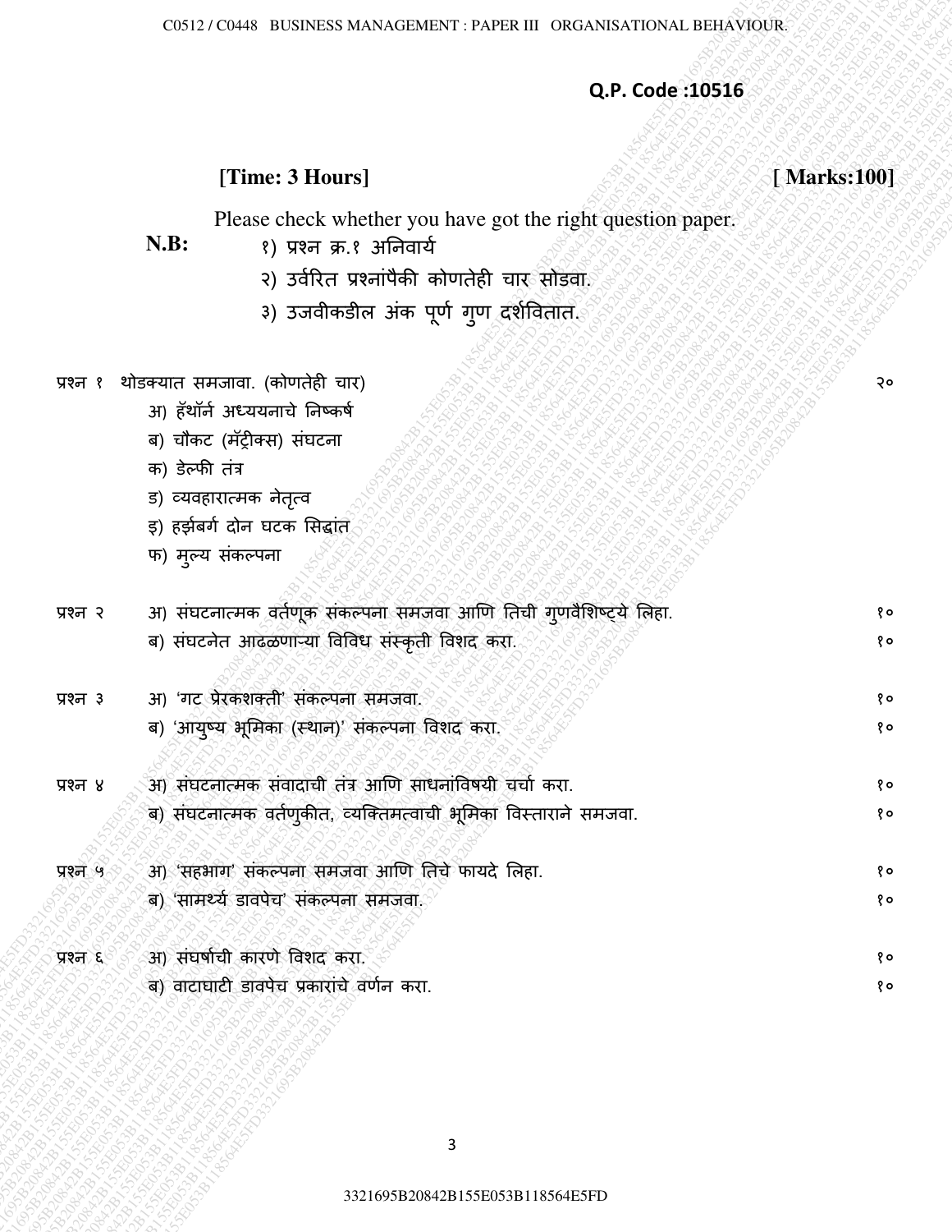C0512 / C0448 BUSINESS MANAGEMENT : PAPER III ORGANISATIONAL BEHAVIOUR.

**Q.P. Code :10516**

**[Time: 3 Hours]** **[ Marks:100]**

Please check whether you have got the right question paper.

**N.B:**
१) प्रश्न क्र.१ अनिवार्य
२) उर्वरित प्रश्नांपैकी कोणतेही चार सोडवा.
३) उजवीकडील अंक पूर्ण गुण दर्शवितात.

प्रश्न १ थोडक्यात समजावा. (कोणतेही चार) — २०

अ) हॅथॉर्न अध्ययनाचे निष्कर्ष
ब) चौकट (मॅट्रीक्स) संघटना
क) डेल्फी तंत्र
ड) व्यवहारात्मक नेतृत्व
इ) हर्झबर्ग दोन घटक सिद्धांत
फ) मुल्य संकल्पना

प्रश्न २
अ) संघटनात्मक वर्तणूक संकल्पना समजवा आणि तिची गुणवैशिष्ट्ये लिहा. — १०
ब) संघटनेत आढळणाऱ्या विविध संस्कृती विशद करा. — १०

प्रश्न ३
अ) 'गट प्रेरकशक्ती' संकल्पना समजवा. — १०
ब) 'आयुष्य भूमिका (स्थान)' संकल्पना विशद करा. — १०

प्रश्न ४
अ) संघटनात्मक संवादाची तंत्र आणि साधनांविषयी चर्चा करा. — १०
ब) संघटनात्मक वर्तणुकीत, व्यक्तिमत्वाची भूमिका विस्ताराने समजवा. — १०

प्रश्न ५
अ) 'सहभाग' संकल्पना समजवा आणि तिचे फायदे लिहा. — १०
ब) 'सामर्थ्य डावपेच' संकल्पना समजवा. — १०

प्रश्न ६
अ) संघर्षाची कारणे विशद करा. — १०
ब) वाटाघाटी डावपेच प्रकारांचे वर्णन करा. — १०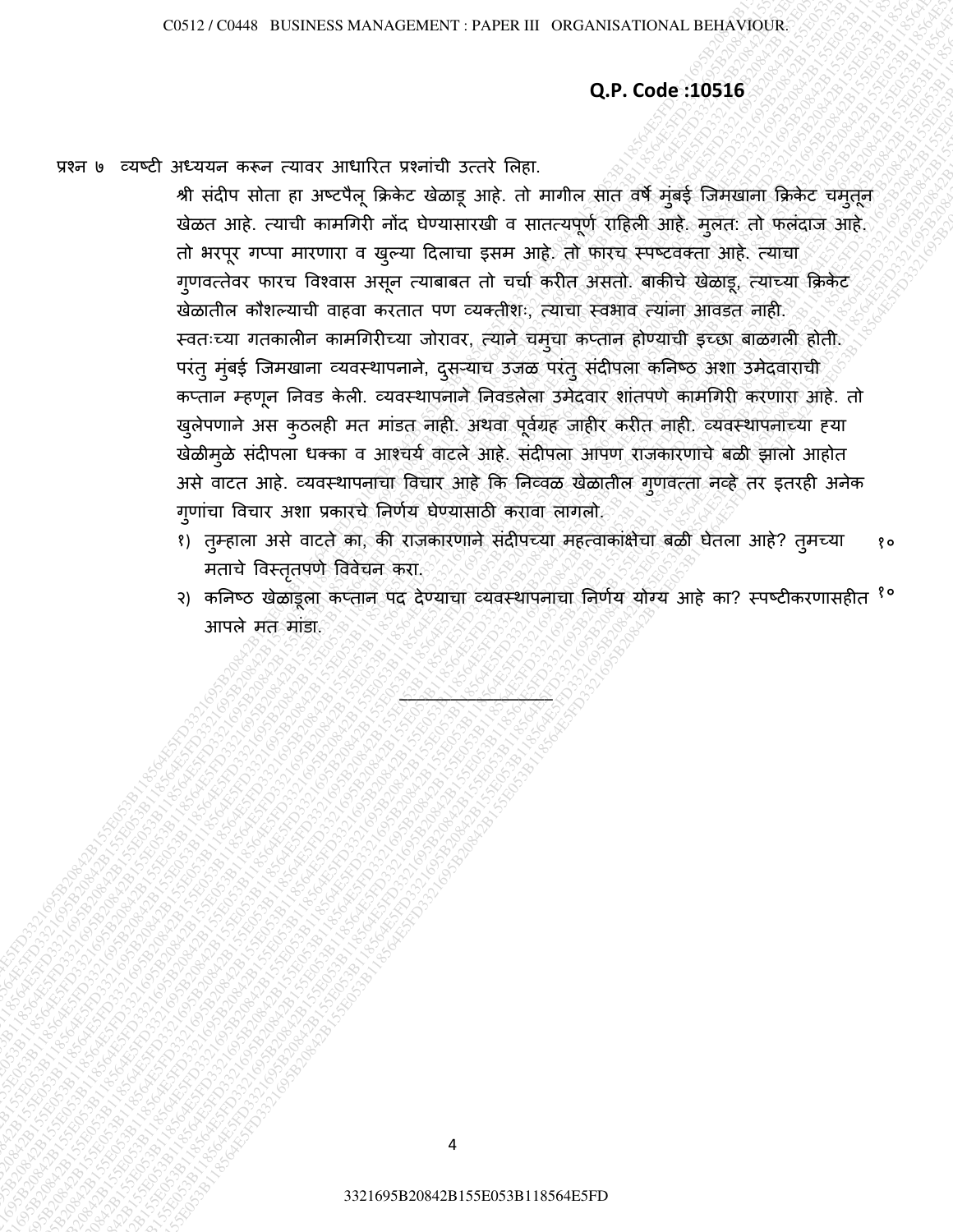**Q.P. Code :10516**

प्रश्न ७ व्यष्टी अध्ययन करून त्यावर आधारित प्रश्नांची उत्तरे लिहा.

श्री संदीप सोता हा अष्टपैलू क्रिकेट खेळाडू आहे. तो मागील सात वर्षे मुंबई जिमखाना क्रिकेट चमुतून खेळत आहे. त्याची कामगिरी नोंद घेण्यासारखी व सातत्यपूर्ण राहिली आहे. मुलतः तो फलंदाज आहे. तो भरपूर गप्पा मारणारा व खुल्या दिलाचा इसम आहे. तो फारच स्पष्टवक्ता आहे. त्याचा गुणवत्तेवर फारच विश्वास असून त्याबाबत तो चर्चा करीत असतो. बाकीचे खेळाडू, त्याच्या क्रिकेट खेळातील कौशल्याची वाहवा करतात पण व्यक्तीशः, त्याचा स्वभाव त्यांना आवडत नाही. स्वतःच्या गतकालीन कामगिरीच्या जोरावर, त्याने चमुचा कप्तान होण्याची इच्छा बाळगली होती. परंतु मुंबई जिमखाना व्यवस्थापनाने, दुसऱ्याच उजळ परंतु संदीपला कनिष्ठ अशा उमेदवाराची कप्तान म्हणून निवड केली. व्यवस्थापनाने निवडलेला उमेदवार शांतपणे कामगिरी करणारा आहे. तो खुलेपणाने अस कुठलही मत मांडत नाही. अथवा पूर्वग्रह जाहीर करीत नाही. व्यवस्थापनाच्या ह्या खेळीमुळे संदीपला धक्का व आश्चर्य वाटले आहे. संदीपला आपण राजकारणाचे बळी झालो आहोत असे वाटत आहे. व्यवस्थापनाचा विचार आहे कि निव्वळ खेळातील गुणवत्ता नव्हे तर इतरही अनेक गुणांचा विचार अशा प्रकारचे निर्णय घेण्यासाठी करावा लागलो.

१) तुम्हाला असे वाटते का, की राजकारणाने संदीपच्या महत्वाकांक्षेचा बळी घेतला आहे? तुमच्या मताचे विस्तृतपणे विवेचन करा. १०

२) कनिष्ठ खेळाडूला कप्तान पद देण्याचा व्यवस्थापनाचा निर्णय योग्य आहे का? स्पष्टीकरणासहीत आपले मत मांडा. १०

---